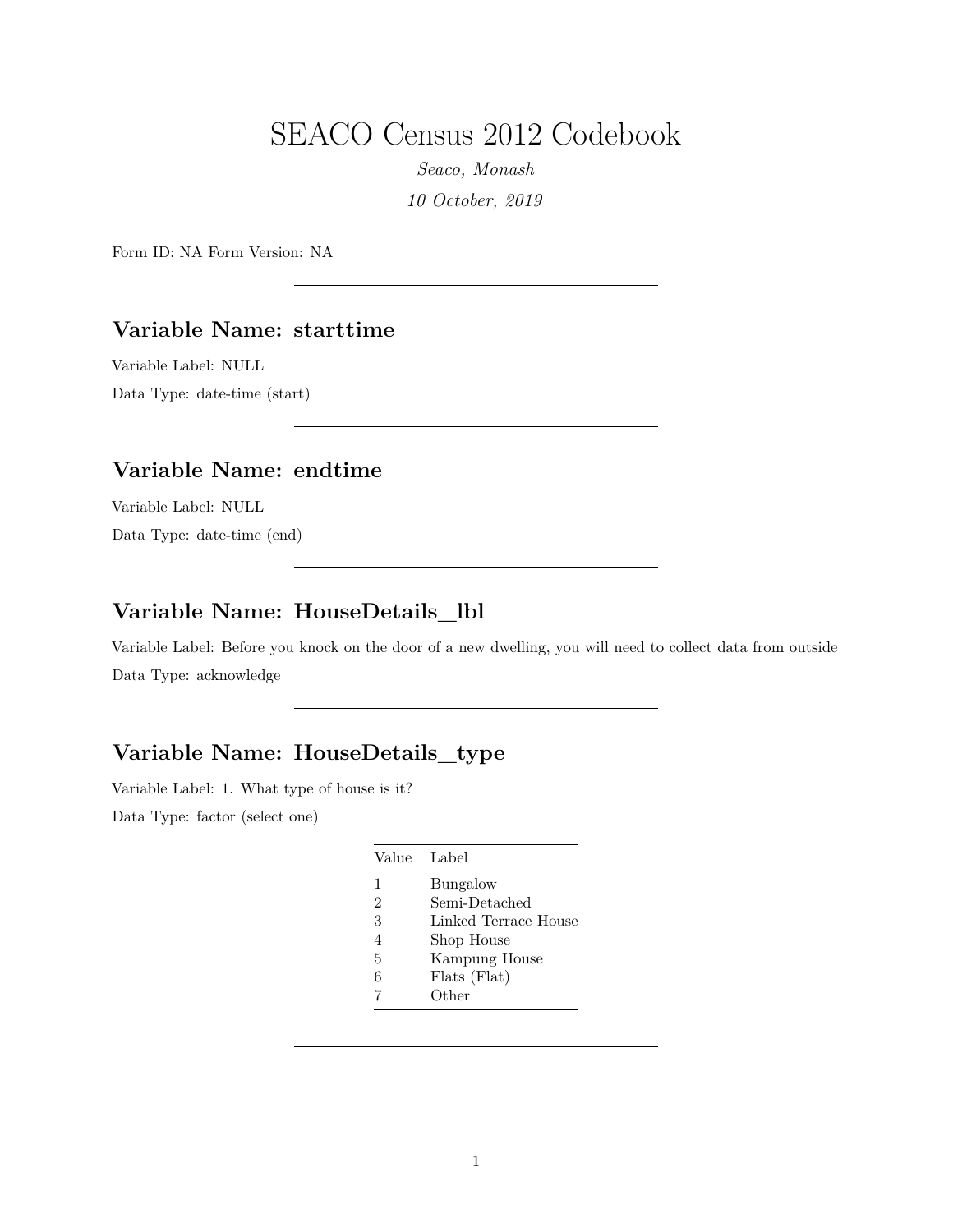# SEACO Census 2012 Codebook

*Seaco, Monash*

*10 October, 2019*

Form ID: NA Form Version: NA

---

## Variable Name: starttime

Variable Label: NULL

Data Type: date-time (start)

---

## Variable Name: endtime

Variable Label: NULL

Data Type: date-time (end)

---

## Variable Name: HouseDetails_lbl

Variable Label: Before you knock on the door of a new dwelling, you will need to collect data from outside

Data Type: acknowledge

---

## Variable Name: HouseDetails_type

Variable Label: 1. What type of house is it?

Data Type: factor (select one)

| Value | Label |
|---|---|
| 1 | Bungalow |
| 2 | Semi-Detached |
| 3 | Linked Terrace House |
| 4 | Shop House |
| 5 | Kampung House |
| 6 | Flats (Flat) |
| 7 | Other |

---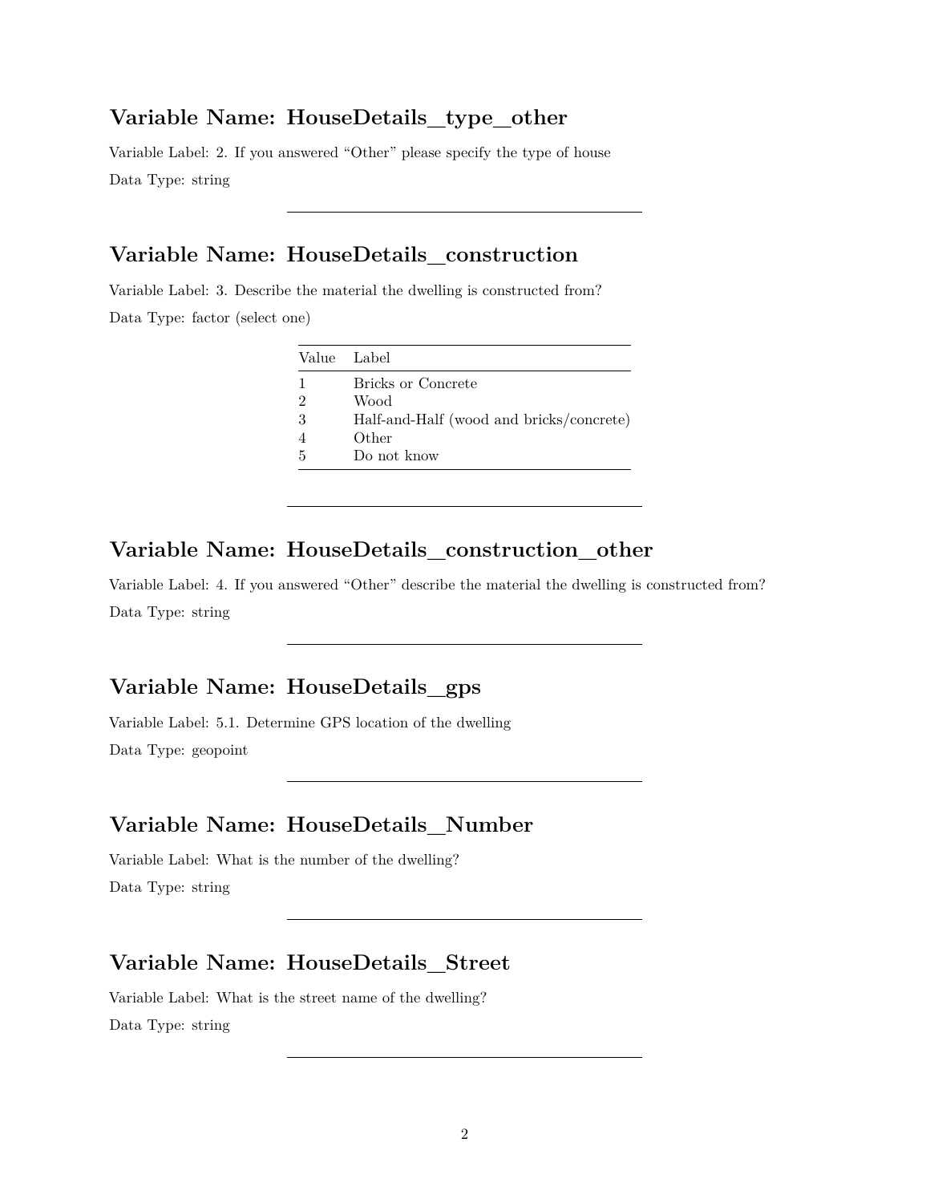## Variable Name: HouseDetails_type_other

Variable Label: 2. If you answered "Other" please specify the type of house

Data Type: string

---

## Variable Name: HouseDetails_construction

Variable Label: 3. Describe the material the dwelling is constructed from?

Data Type: factor (select one)

| Value | Label |
|---|---|
| 1 | Bricks or Concrete |
| 2 | Wood |
| 3 | Half-and-Half (wood and bricks/concrete) |
| 4 | Other |
| 5 | Do not know |

---

## Variable Name: HouseDetails_construction_other

Variable Label: 4. If you answered "Other" describe the material the dwelling is constructed from?

Data Type: string

---

## Variable Name: HouseDetails_gps

Variable Label: 5.1. Determine GPS location of the dwelling

Data Type: geopoint

---

## Variable Name: HouseDetails_Number

Variable Label: What is the number of the dwelling?

Data Type: string

---

## Variable Name: HouseDetails_Street

Variable Label: What is the street name of the dwelling?

Data Type: string

---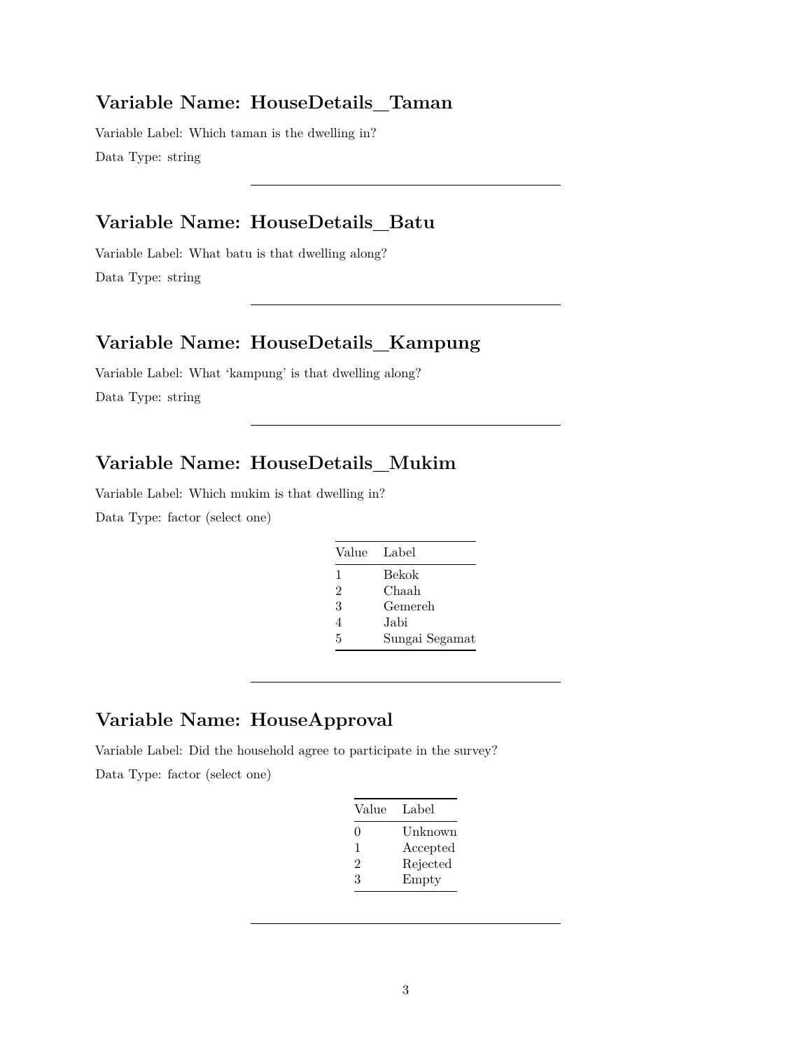## Variable Name: HouseDetails_Taman

Variable Label: Which taman is the dwelling in?

Data Type: string

---

## Variable Name: HouseDetails_Batu

Variable Label: What batu is that dwelling along?

Data Type: string

---

## Variable Name: HouseDetails_Kampung

Variable Label: What 'kampung' is that dwelling along?

Data Type: string

---

## Variable Name: HouseDetails_Mukim

Variable Label: Which mukim is that dwelling in?

Data Type: factor (select one)

| Value | Label |
|---|---|
| 1 | Bekok |
| 2 | Chaah |
| 3 | Gemereh |
| 4 | Jabi |
| 5 | Sungai Segamat |

---

## Variable Name: HouseApproval

Variable Label: Did the household agree to participate in the survey?

Data Type: factor (select one)

| Value | Label |
|---|---|
| 0 | Unknown |
| 1 | Accepted |
| 2 | Rejected |
| 3 | Empty |

---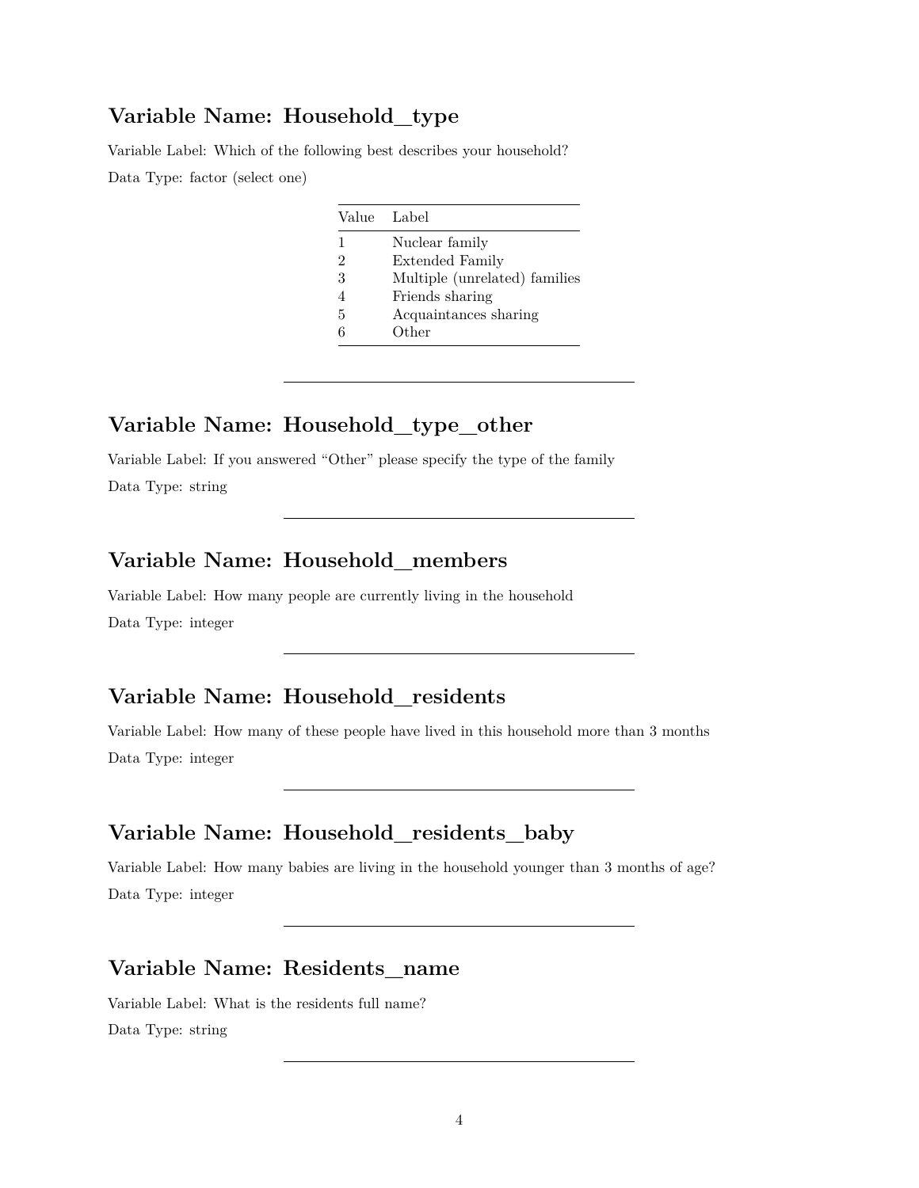## Variable Name: Household_type

Variable Label: Which of the following best describes your household?

Data Type: factor (select one)

| Value | Label |
|---|---|
| 1 | Nuclear family |
| 2 | Extended Family |
| 3 | Multiple (unrelated) families |
| 4 | Friends sharing |
| 5 | Acquaintances sharing |
| 6 | Other |

---

## Variable Name: Household_type_other

Variable Label: If you answered "Other" please specify the type of the family

Data Type: string

---

## Variable Name: Household_members

Variable Label: How many people are currently living in the household

Data Type: integer

---

## Variable Name: Household_residents

Variable Label: How many of these people have lived in this household more than 3 months

Data Type: integer

---

## Variable Name: Household_residents_baby

Variable Label: How many babies are living in the household younger than 3 months of age?

Data Type: integer

---

## Variable Name: Residents_name

Variable Label: What is the residents full name?

Data Type: string

---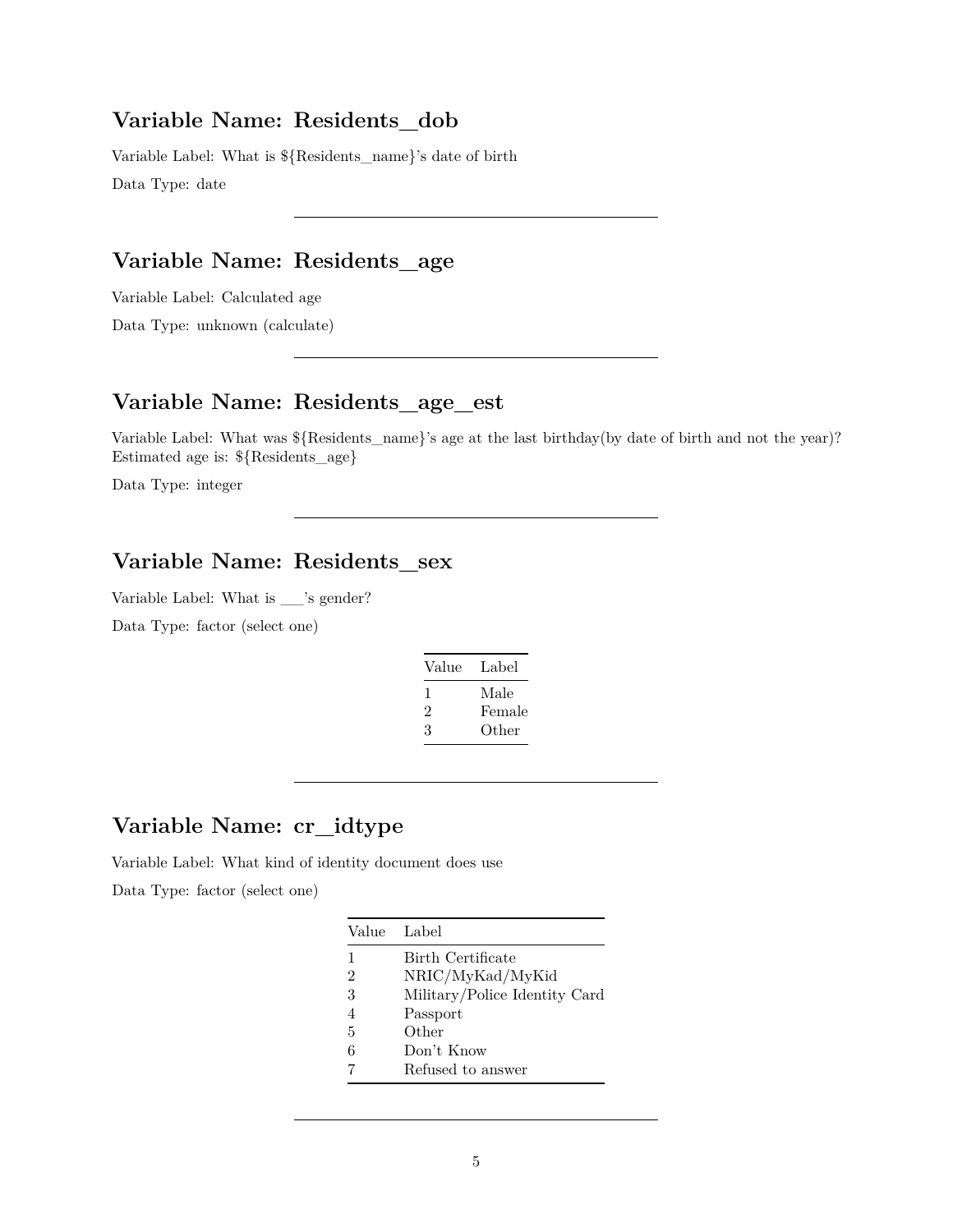## Variable Name: Residents_dob

Variable Label: What is ${Residents_name}'s date of birth

Data Type: date

---

## Variable Name: Residents_age

Variable Label: Calculated age

Data Type: unknown (calculate)

---

## Variable Name: Residents_age_est

Variable Label: What was ${Residents_name}'s age at the last birthday(by date of birth and not the year)? Estimated age is: ${Residents_age}

Data Type: integer

---

## Variable Name: Residents_sex

Variable Label: What is ___'s gender?

Data Type: factor (select one)

| Value | Label |
|---|---|
| 1 | Male |
| 2 | Female |
| 3 | Other |

---

## Variable Name: cr_idtype

Variable Label: What kind of identity document does use

Data Type: factor (select one)

| Value | Label |
|---|---|
| 1 | Birth Certificate |
| 2 | NRIC/MyKad/MyKid |
| 3 | Military/Police Identity Card |
| 4 | Passport |
| 5 | Other |
| 6 | Don't Know |
| 7 | Refused to answer |

---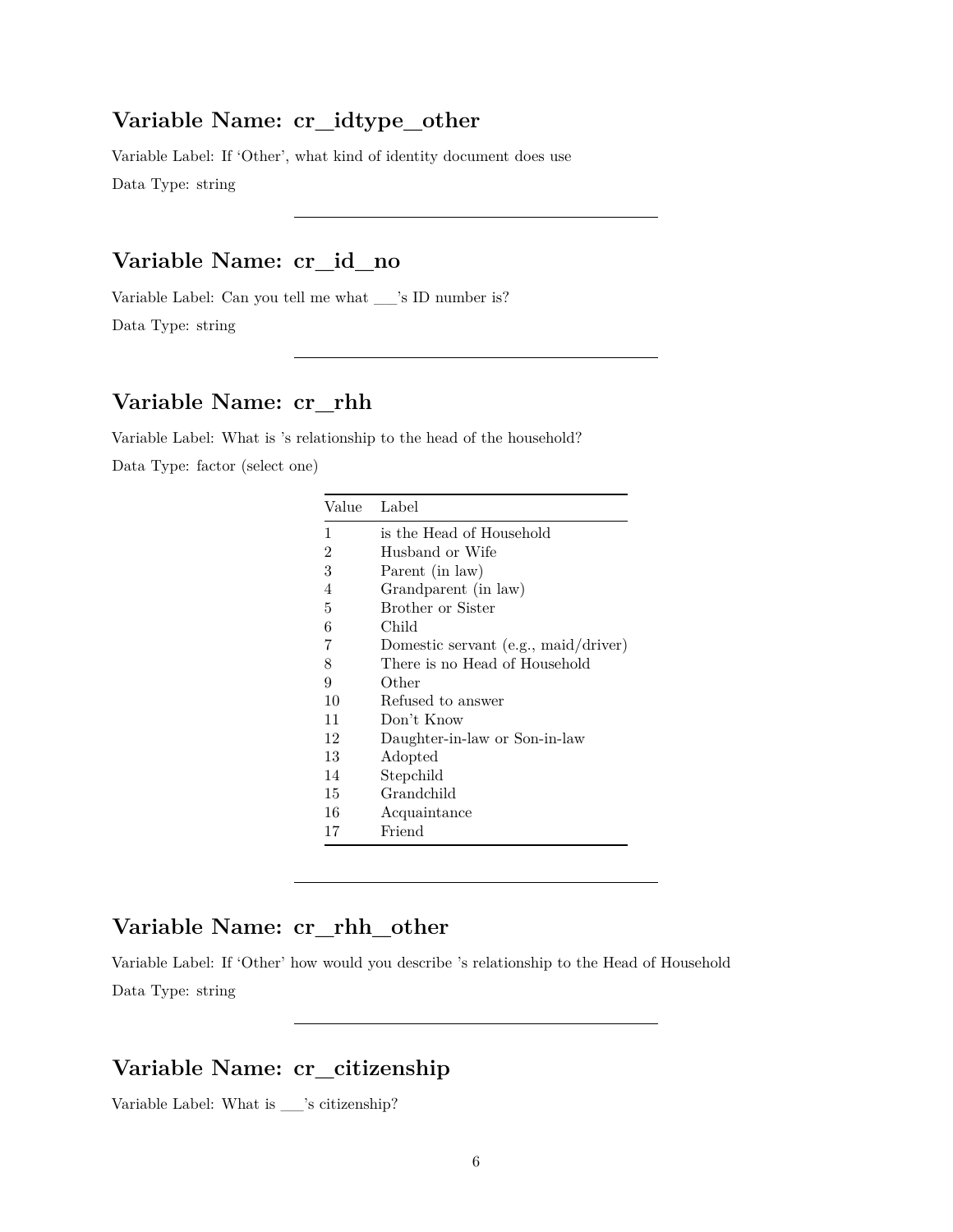## Variable Name: cr_idtype_other

Variable Label: If 'Other', what kind of identity document does use

Data Type: string

---

## Variable Name: cr_id_no

Variable Label: Can you tell me what ___'s ID number is?

Data Type: string

---

## Variable Name: cr_rhh

Variable Label: What is 's relationship to the head of the household?

Data Type: factor (select one)

| Value | Label |
|---|---|
| 1 | is the Head of Household |
| 2 | Husband or Wife |
| 3 | Parent (in law) |
| 4 | Grandparent (in law) |
| 5 | Brother or Sister |
| 6 | Child |
| 7 | Domestic servant (e.g., maid/driver) |
| 8 | There is no Head of Household |
| 9 | Other |
| 10 | Refused to answer |
| 11 | Don't Know |
| 12 | Daughter-in-law or Son-in-law |
| 13 | Adopted |
| 14 | Stepchild |
| 15 | Grandchild |
| 16 | Acquaintance |
| 17 | Friend |

---

## Variable Name: cr_rhh_other

Variable Label: If 'Other' how would you describe 's relationship to the Head of Household

Data Type: string

---

## Variable Name: cr_citizenship

Variable Label: What is ___'s citizenship?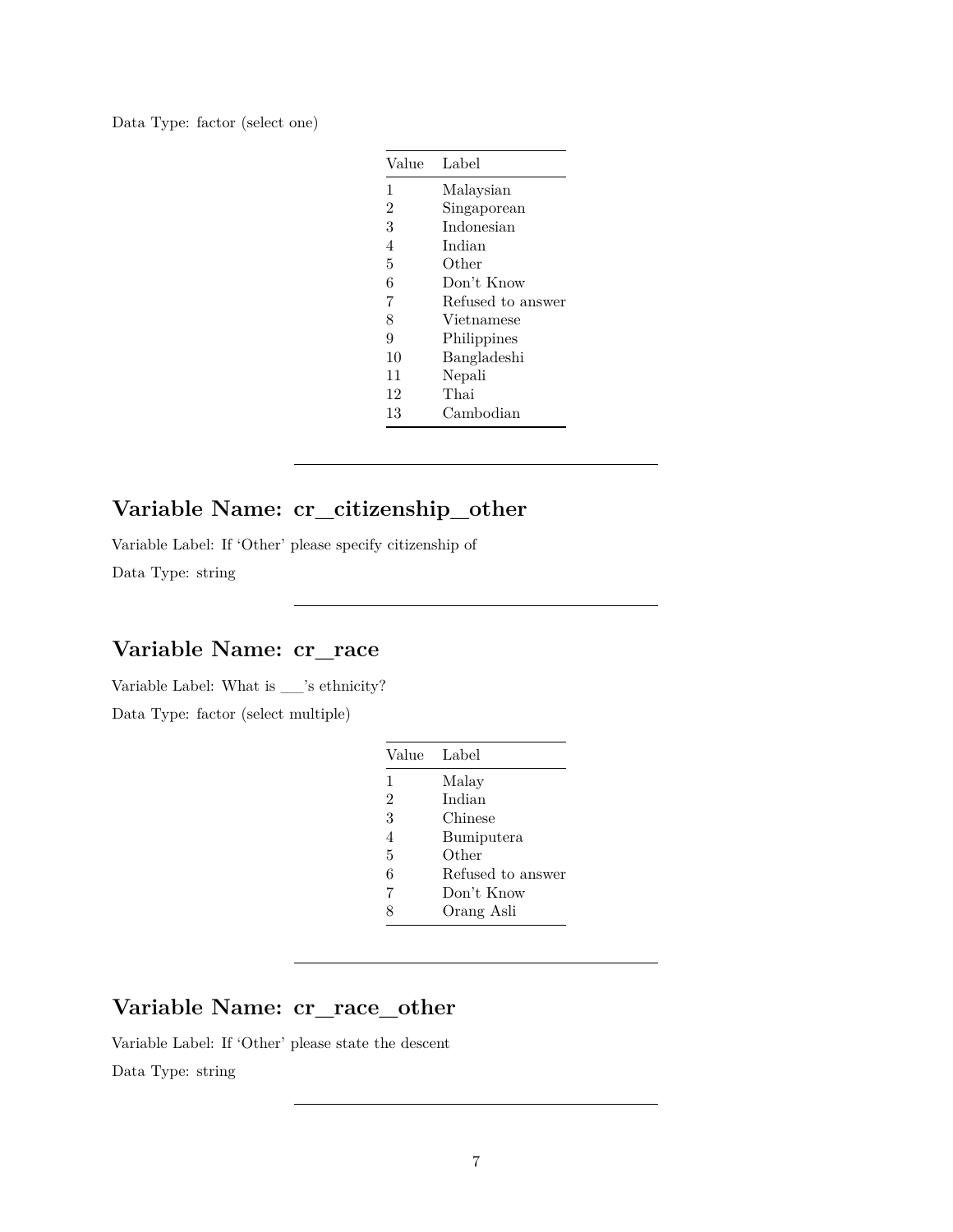Data Type: factor (select one)

| Value | Label |
|---|---|
| 1 | Malaysian |
| 2 | Singaporean |
| 3 | Indonesian |
| 4 | Indian |
| 5 | Other |
| 6 | Don't Know |
| 7 | Refused to answer |
| 8 | Vietnamese |
| 9 | Philippines |
| 10 | Bangladeshi |
| 11 | Nepali |
| 12 | Thai |
| 13 | Cambodian |

---

## Variable Name: cr_citizenship_other

Variable Label: If 'Other' please specify citizenship of

Data Type: string

---

## Variable Name: cr_race

Variable Label: What is ___'s ethnicity?

Data Type: factor (select multiple)

| Value | Label |
|---|---|
| 1 | Malay |
| 2 | Indian |
| 3 | Chinese |
| 4 | Bumiputera |
| 5 | Other |
| 6 | Refused to answer |
| 7 | Don't Know |
| 8 | Orang Asli |

---

## Variable Name: cr_race_other

Variable Label: If 'Other' please state the descent

Data Type: string

---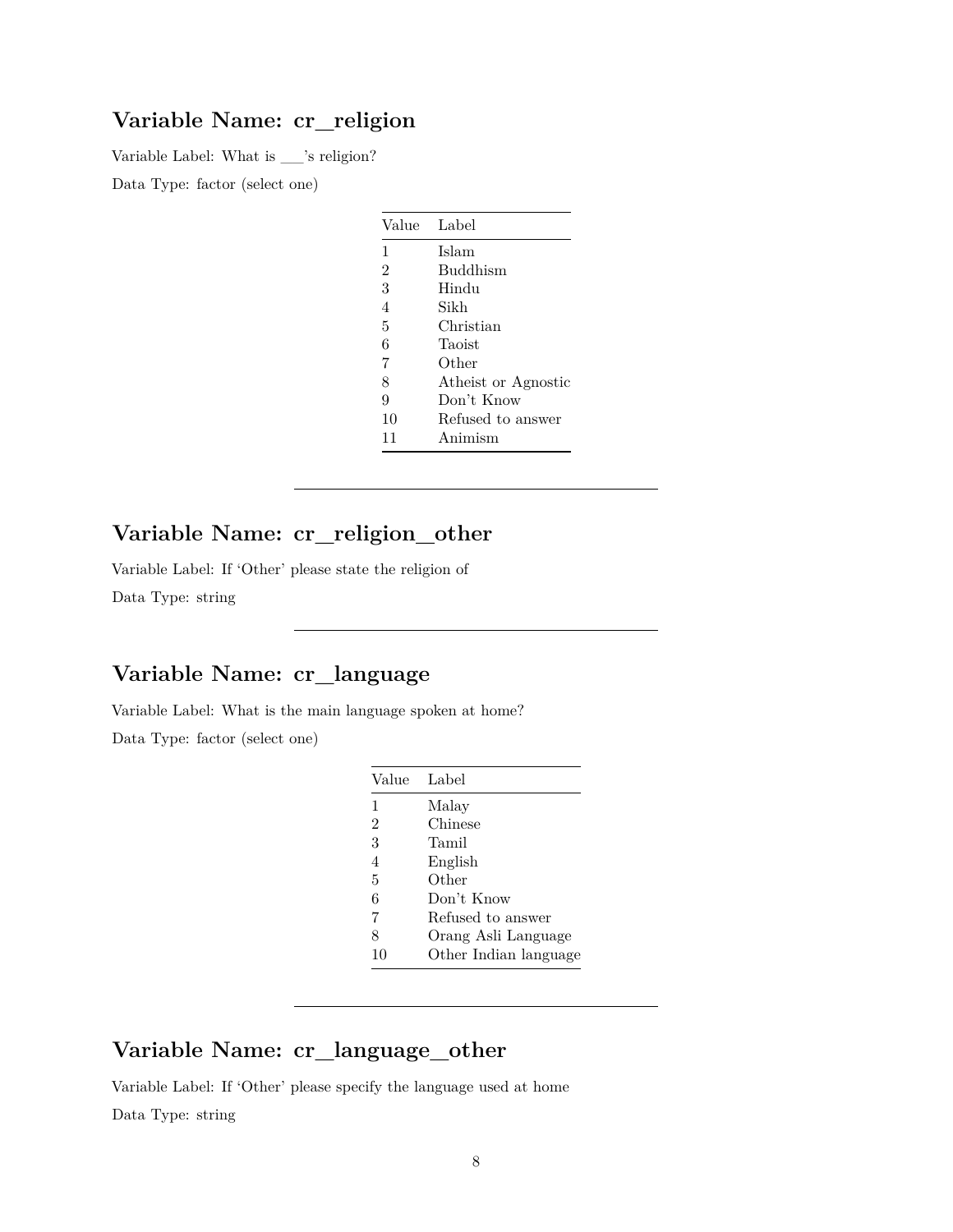## Variable Name: cr_religion

Variable Label: What is ___'s religion?

Data Type: factor (select one)

| Value | Label |
|---|---|
| 1 | Islam |
| 2 | Buddhism |
| 3 | Hindu |
| 4 | Sikh |
| 5 | Christian |
| 6 | Taoist |
| 7 | Other |
| 8 | Atheist or Agnostic |
| 9 | Don't Know |
| 10 | Refused to answer |
| 11 | Animism |

---

## Variable Name: cr_religion_other

Variable Label: If 'Other' please state the religion of

Data Type: string

---

## Variable Name: cr_language

Variable Label: What is the main language spoken at home?

Data Type: factor (select one)

| Value | Label |
|---|---|
| 1 | Malay |
| 2 | Chinese |
| 3 | Tamil |
| 4 | English |
| 5 | Other |
| 6 | Don't Know |
| 7 | Refused to answer |
| 8 | Orang Asli Language |
| 10 | Other Indian language |

---

## Variable Name: cr_language_other

Variable Label: If 'Other' please specify the language used at home

Data Type: string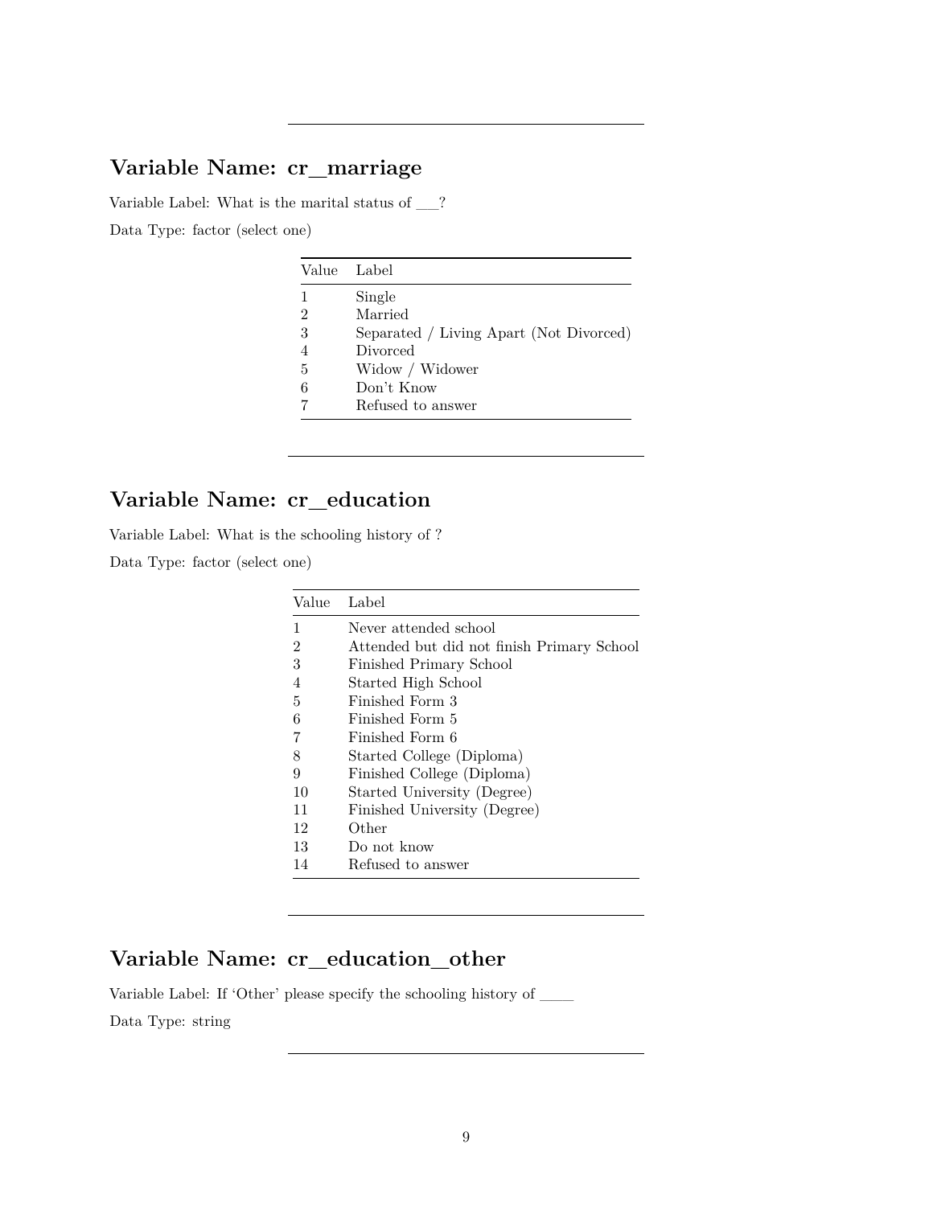---

## Variable Name: cr_marriage

Variable Label: What is the marital status of ___?

Data Type: factor (select one)

| Value | Label |
|---|---|
| 1 | Single |
| 2 | Married |
| 3 | Separated / Living Apart (Not Divorced) |
| 4 | Divorced |
| 5 | Widow / Widower |
| 6 | Don't Know |
| 7 | Refused to answer |

---

## Variable Name: cr_education

Variable Label: What is the schooling history of ?

Data Type: factor (select one)

| Value | Label |
|---|---|
| 1 | Never attended school |
| 2 | Attended but did not finish Primary School |
| 3 | Finished Primary School |
| 4 | Started High School |
| 5 | Finished Form 3 |
| 6 | Finished Form 5 |
| 7 | Finished Form 6 |
| 8 | Started College (Diploma) |
| 9 | Finished College (Diploma) |
| 10 | Started University (Degree) |
| 11 | Finished University (Degree) |
| 12 | Other |
| 13 | Do not know |
| 14 | Refused to answer |

---

## Variable Name: cr_education_other

Variable Label: If 'Other' please specify the schooling history of _____

Data Type: string

---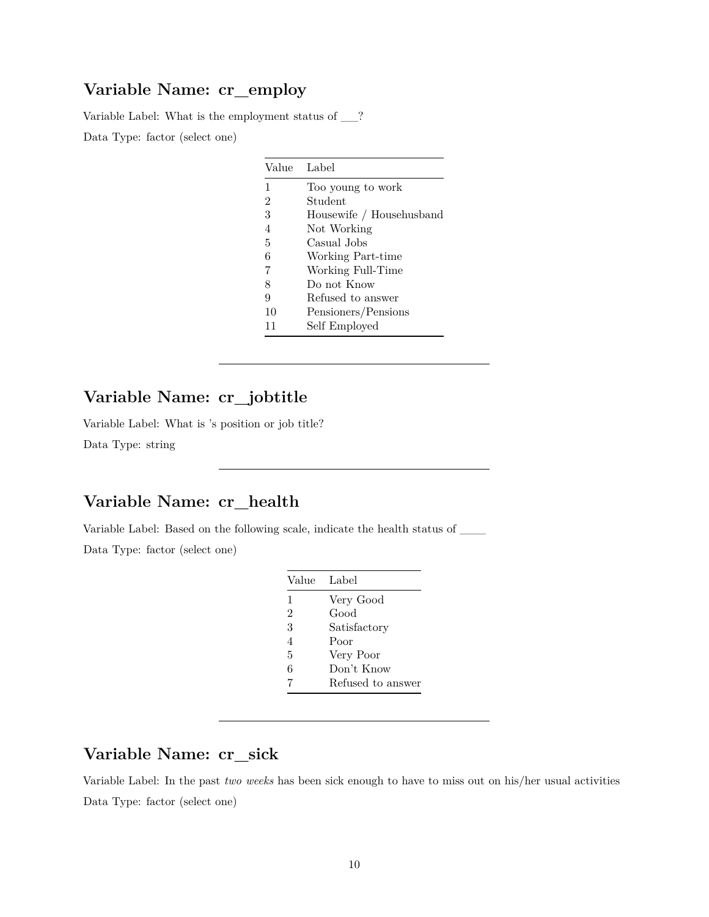## Variable Name: cr_employ

Variable Label: What is the employment status of ___?

Data Type: factor (select one)

| Value | Label |
|---|---|
| 1 | Too young to work |
| 2 | Student |
| 3 | Housewife / Househusband |
| 4 | Not Working |
| 5 | Casual Jobs |
| 6 | Working Part-time |
| 7 | Working Full-Time |
| 8 | Do not Know |
| 9 | Refused to answer |
| 10 | Pensioners/Pensions |
| 11 | Self Employed |

---

## Variable Name: cr_jobtitle

Variable Label: What is 's position or job title?

Data Type: string

---

## Variable Name: cr_health

Variable Label: Based on the following scale, indicate the health status of _____

Data Type: factor (select one)

| Value | Label |
|---|---|
| 1 | Very Good |
| 2 | Good |
| 3 | Satisfactory |
| 4 | Poor |
| 5 | Very Poor |
| 6 | Don't Know |
| 7 | Refused to answer |

---

## Variable Name: cr_sick

Variable Label: In the past *two weeks* has been sick enough to have to miss out on his/her usual activities

Data Type: factor (select one)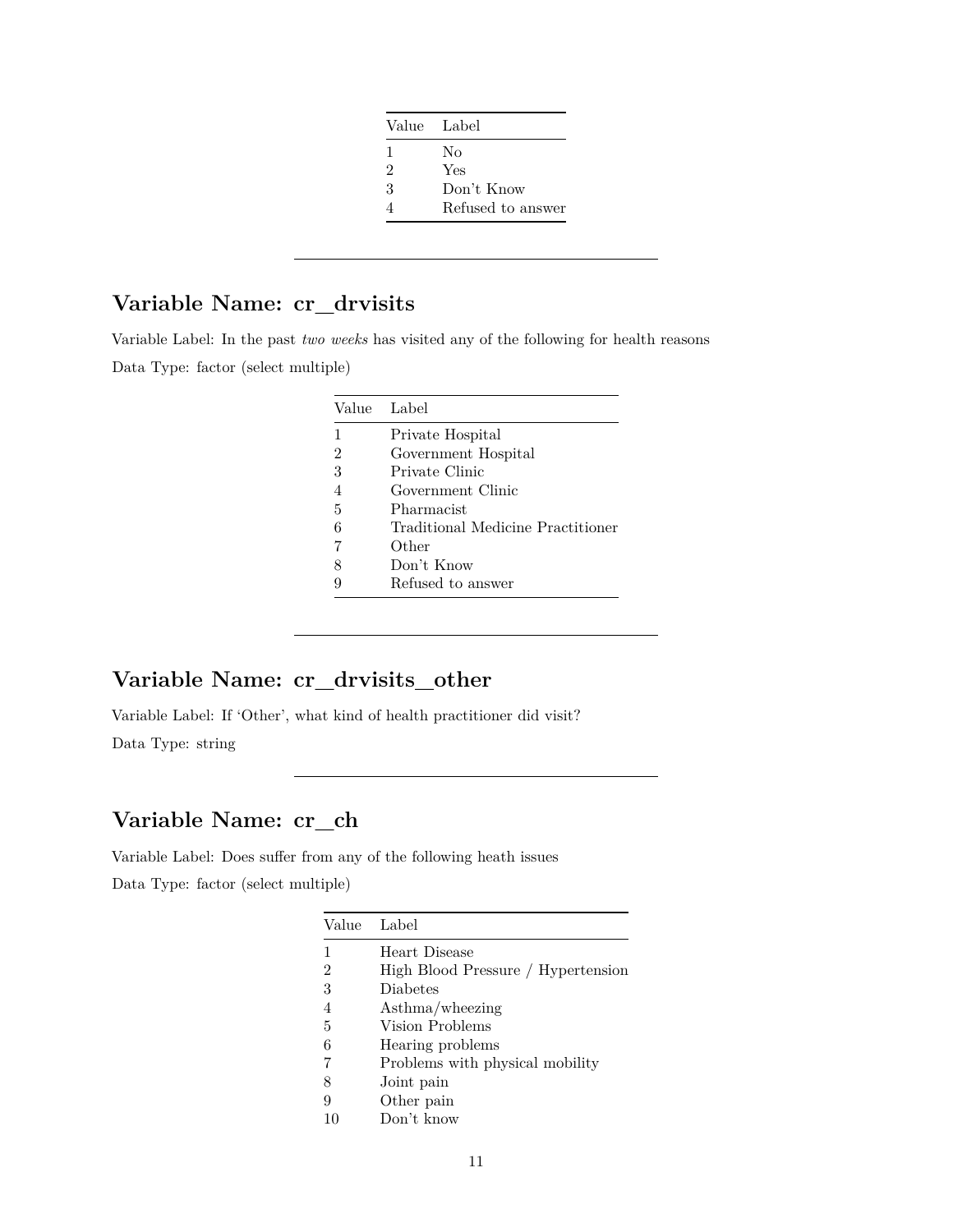| Value | Label |
|---|---|
| 1 | No |
| 2 | Yes |
| 3 | Don't Know |
| 4 | Refused to answer |

---

## Variable Name: cr_drvisits

Variable Label: In the past *two weeks* has visited any of the following for health reasons

Data Type: factor (select multiple)

| Value | Label |
|---|---|
| 1 | Private Hospital |
| 2 | Government Hospital |
| 3 | Private Clinic |
| 4 | Government Clinic |
| 5 | Pharmacist |
| 6 | Traditional Medicine Practitioner |
| 7 | Other |
| 8 | Don't Know |
| 9 | Refused to answer |

---

## Variable Name: cr_drvisits_other

Variable Label: If 'Other', what kind of health practitioner did visit?

Data Type: string

---

## Variable Name: cr_ch

Variable Label: Does suffer from any of the following heath issues

Data Type: factor (select multiple)

| Value | Label |
|---|---|
| 1 | Heart Disease |
| 2 | High Blood Pressure / Hypertension |
| 3 | Diabetes |
| 4 | Asthma/wheezing |
| 5 | Vision Problems |
| 6 | Hearing problems |
| 7 | Problems with physical mobility |
| 8 | Joint pain |
| 9 | Other pain |
| 10 | Don't know |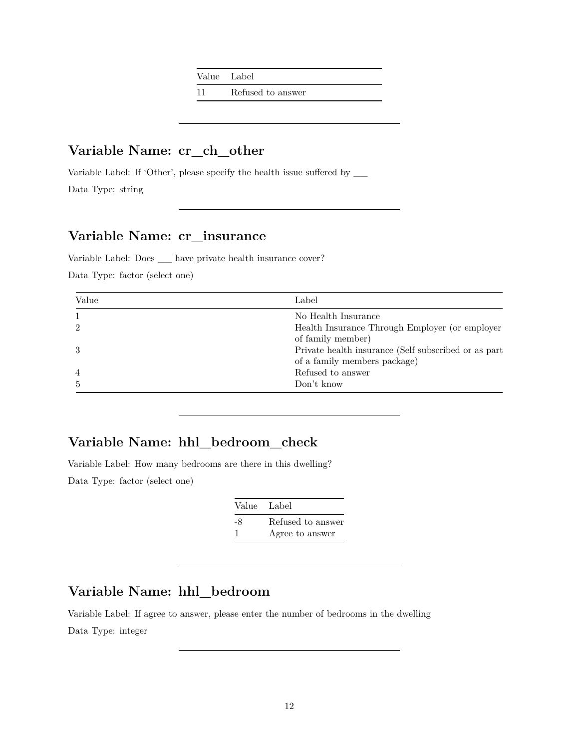| Value | Label |
|---|---|
| 11 | Refused to answer |

---

## Variable Name: cr_ch_other

Variable Label: If 'Other', please specify the health issue suffered by ___

Data Type: string

---

## Variable Name: cr_insurance

Variable Label: Does ___ have private health insurance cover?

Data Type: factor (select one)

| Value | Label |
|---|---|
| 1 | No Health Insurance |
| 2 | Health Insurance Through Employer (or employer of family member) |
| 3 | Private health insurance (Self subscribed or as part of a family members package) |
| 4 | Refused to answer |
| 5 | Don't know |

---

## Variable Name: hhl_bedroom_check

Variable Label: How many bedrooms are there in this dwelling?

Data Type: factor (select one)

| Value | Label |
|---|---|
| -8 | Refused to answer |
| 1 | Agree to answer |

---

## Variable Name: hhl_bedroom

Variable Label: If agree to answer, please enter the number of bedrooms in the dwelling

Data Type: integer

---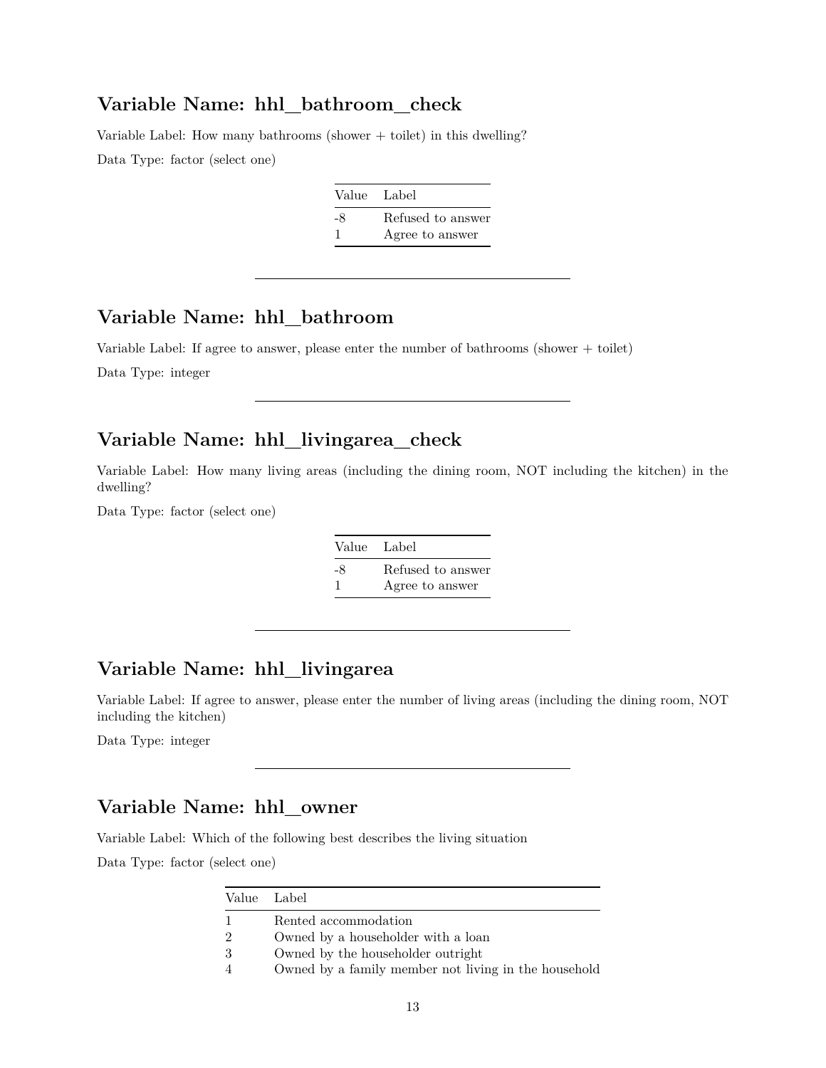## Variable Name: hhl_bathroom_check

Variable Label: How many bathrooms (shower + toilet) in this dwelling?

Data Type: factor (select one)

| Value | Label |
|---|---|
| -8 | Refused to answer |
| 1 | Agree to answer |

---

## Variable Name: hhl_bathroom

Variable Label: If agree to answer, please enter the number of bathrooms (shower + toilet)

Data Type: integer

---

## Variable Name: hhl_livingarea_check

Variable Label: How many living areas (including the dining room, NOT including the kitchen) in the dwelling?

Data Type: factor (select one)

| Value | Label |
|---|---|
| -8 | Refused to answer |
| 1 | Agree to answer |

---

## Variable Name: hhl_livingarea

Variable Label: If agree to answer, please enter the number of living areas (including the dining room, NOT including the kitchen)

Data Type: integer

---

## Variable Name: hhl_owner

Variable Label: Which of the following best describes the living situation

Data Type: factor (select one)

| Value | Label |
|---|---|
| 1 | Rented accommodation |
| 2 | Owned by a householder with a loan |
| 3 | Owned by the householder outright |
| 4 | Owned by a family member not living in the household |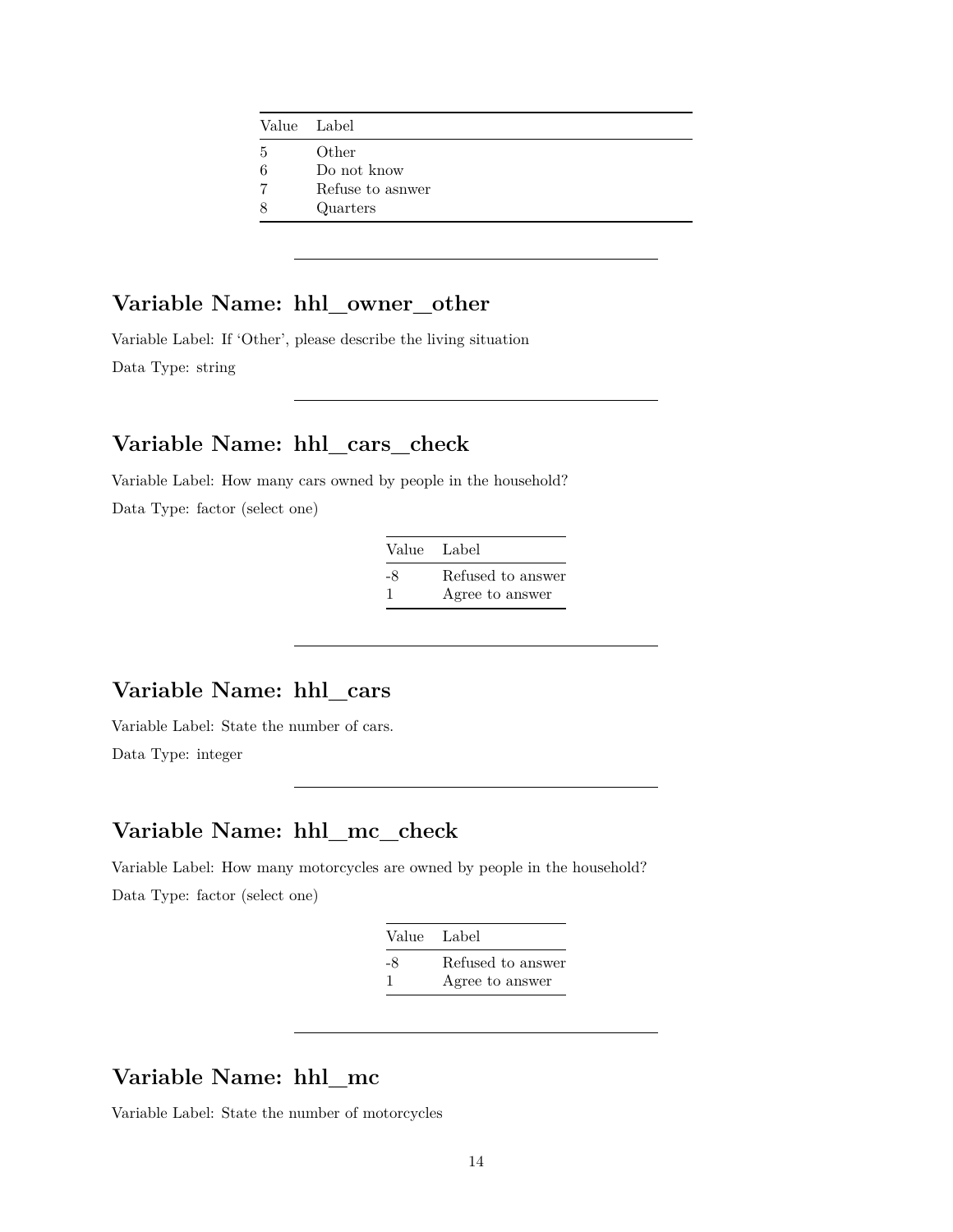| Value | Label |
|---|---|
| 5 | Other |
| 6 | Do not know |
| 7 | Refuse to asnwer |
| 8 | Quarters |

---

## Variable Name: hhl_owner_other

Variable Label: If 'Other', please describe the living situation

Data Type: string

---

## Variable Name: hhl_cars_check

Variable Label: How many cars owned by people in the household?

Data Type: factor (select one)

| Value | Label |
|---|---|
| -8 | Refused to answer |
| 1 | Agree to answer |

---

## Variable Name: hhl_cars

Variable Label: State the number of cars.

Data Type: integer

---

## Variable Name: hhl_mc_check

Variable Label: How many motorcycles are owned by people in the household?

Data Type: factor (select one)

| Value | Label |
|---|---|
| -8 | Refused to answer |
| 1 | Agree to answer |

---

## Variable Name: hhl_mc

Variable Label: State the number of motorcycles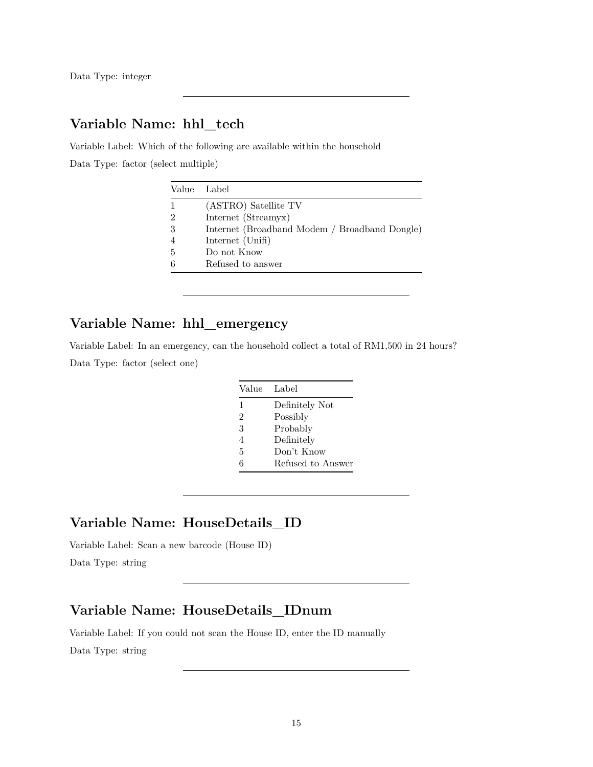Data Type: integer

---

## Variable Name: hhl_tech

Variable Label: Which of the following are available within the household

Data Type: factor (select multiple)

| Value | Label |
|---|---|
| 1 | (ASTRO) Satellite TV |
| 2 | Internet (Streamyx) |
| 3 | Internet (Broadband Modem / Broadband Dongle) |
| 4 | Internet (Unifi) |
| 5 | Do not Know |
| 6 | Refused to answer |

---

## Variable Name: hhl_emergency

Variable Label: In an emergency, can the household collect a total of RM1,500 in 24 hours?

Data Type: factor (select one)

| Value | Label |
|---|---|
| 1 | Definitely Not |
| 2 | Possibly |
| 3 | Probably |
| 4 | Definitely |
| 5 | Don't Know |
| 6 | Refused to Answer |

---

## Variable Name: HouseDetails_ID

Variable Label: Scan a new barcode (House ID)

Data Type: string

---

## Variable Name: HouseDetails_IDnum

Variable Label: If you could not scan the House ID, enter the ID manually

Data Type: string

---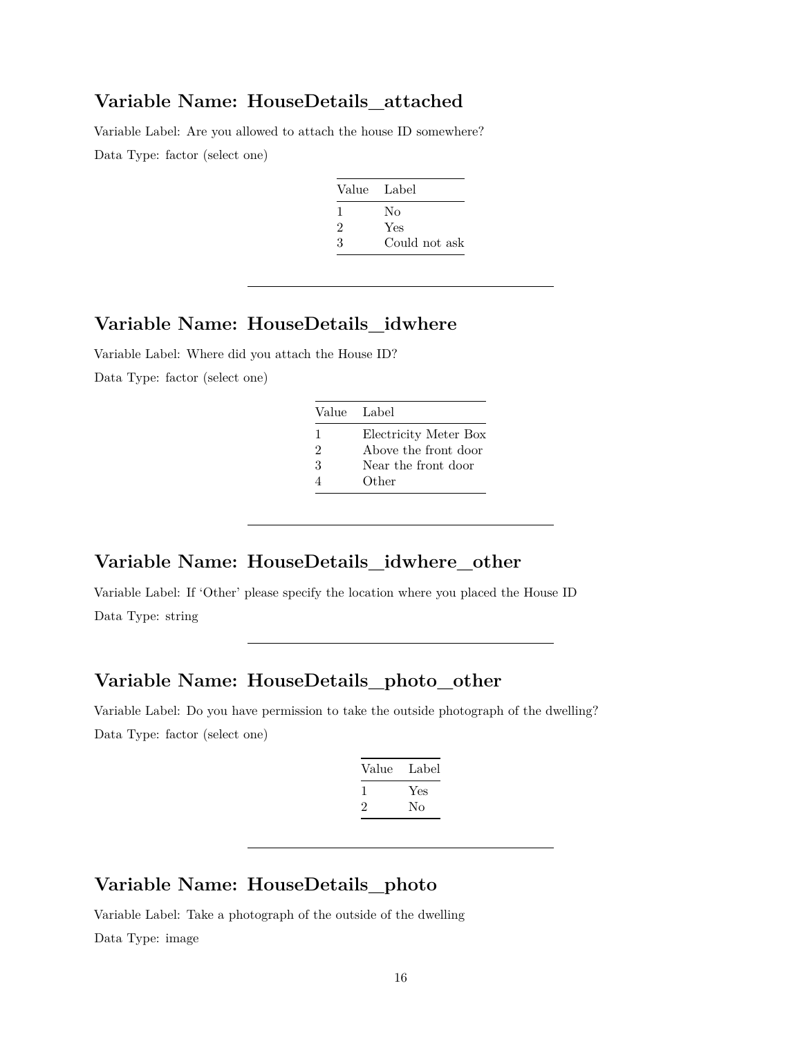## Variable Name: HouseDetails_attached

Variable Label: Are you allowed to attach the house ID somewhere?

Data Type: factor (select one)

| Value | Label |
|---|---|
| 1 | No |
| 2 | Yes |
| 3 | Could not ask |

---

## Variable Name: HouseDetails_idwhere

Variable Label: Where did you attach the House ID?

Data Type: factor (select one)

| Value | Label |
|---|---|
| 1 | Electricity Meter Box |
| 2 | Above the front door |
| 3 | Near the front door |
| 4 | Other |

---

## Variable Name: HouseDetails_idwhere_other

Variable Label: If 'Other' please specify the location where you placed the House ID

Data Type: string

---

## Variable Name: HouseDetails_photo_other

Variable Label: Do you have permission to take the outside photograph of the dwelling?

Data Type: factor (select one)

| Value | Label |
|---|---|
| 1 | Yes |
| 2 | No |

---

## Variable Name: HouseDetails_photo

Variable Label: Take a photograph of the outside of the dwelling

Data Type: image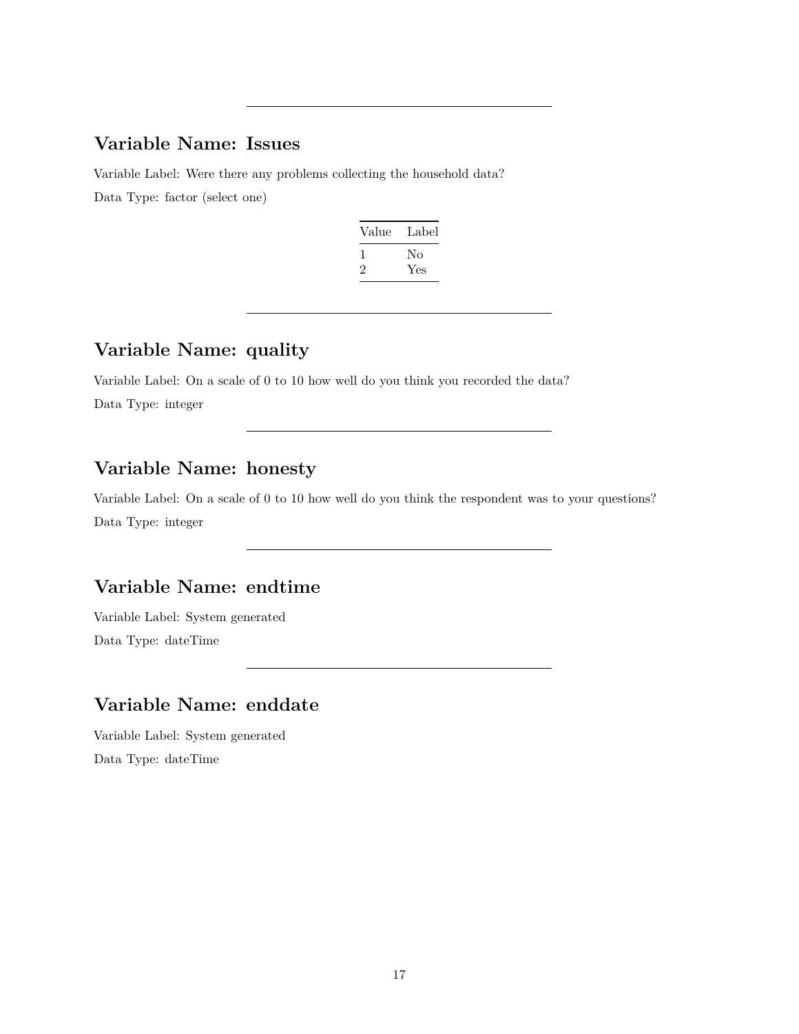---

## Variable Name: Issues

Variable Label: Were there any problems collecting the household data?

Data Type: factor (select one)

| Value | Label |
|---|---|
| 1 | No |
| 2 | Yes |

---

## Variable Name: quality

Variable Label: On a scale of 0 to 10 how well do you think you recorded the data?

Data Type: integer

---

## Variable Name: honesty

Variable Label: On a scale of 0 to 10 how well do you think the respondent was to your questions?

Data Type: integer

---

## Variable Name: endtime

Variable Label: System generated

Data Type: dateTime

---

## Variable Name: enddate

Variable Label: System generated

Data Type: dateTime